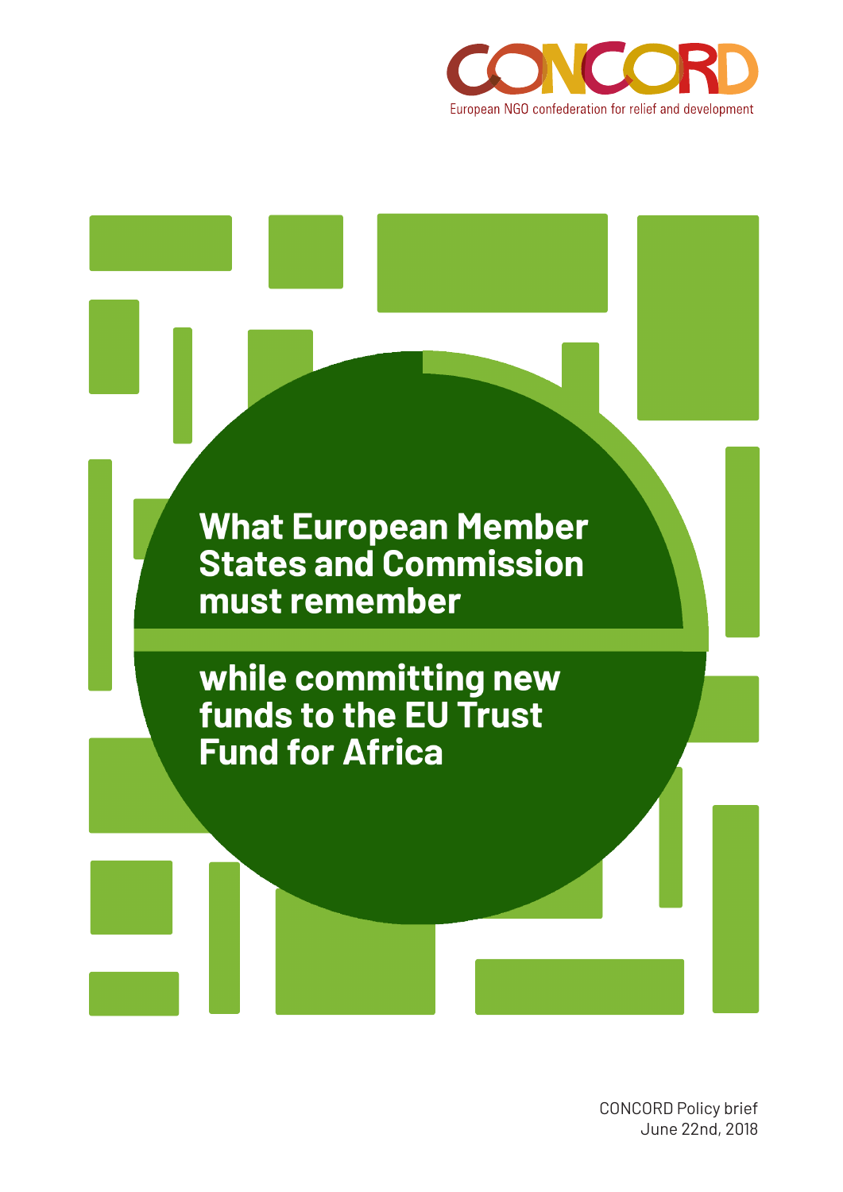CONCORD

European NGO confederation for relief and development

# What European Member States and Commission must remember

# while committing new funds to the EU Trust Fund for Africa

CONCORD Policy brief
June 22nd, 2018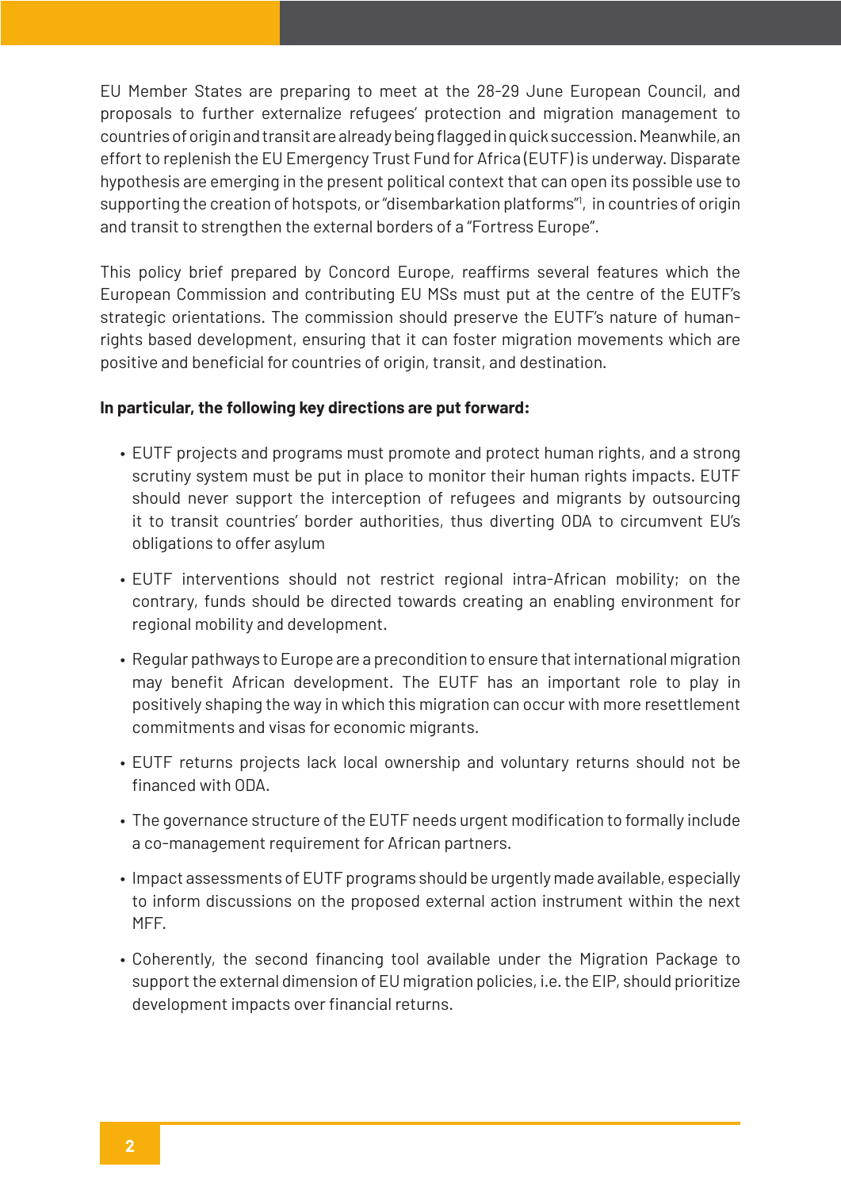EU Member States are preparing to meet at the 28-29 June European Council, and proposals to further externalize refugees' protection and migration management to countries of origin and transit are already being flagged in quick succession. Meanwhile, an effort to replenish the EU Emergency Trust Fund for Africa (EUTF) is underway. Disparate hypothesis are emerging in the present political context that can open its possible use to supporting the creation of hotspots, or "disembarkation platforms"[1], in countries of origin and transit to strengthen the external borders of a "Fortress Europe".

This policy brief prepared by Concord Europe, reaffirms several features which the European Commission and contributing EU MSs must put at the centre of the EUTF's strategic orientations. The commission should preserve the EUTF's nature of human-rights based development, ensuring that it can foster migration movements which are positive and beneficial for countries of origin, transit, and destination.

**In particular, the following key directions are put forward:**

- EUTF projects and programs must promote and protect human rights, and a strong scrutiny system must be put in place to monitor their human rights impacts. EUTF should never support the interception of refugees and migrants by outsourcing it to transit countries' border authorities, thus diverting ODA to circumvent EU's obligations to offer asylum
- EUTF interventions should not restrict regional intra-African mobility; on the contrary, funds should be directed towards creating an enabling environment for regional mobility and development.
- Regular pathways to Europe are a precondition to ensure that international migration may benefit African development. The EUTF has an important role to play in positively shaping the way in which this migration can occur with more resettlement commitments and visas for economic migrants.
- EUTF returns projects lack local ownership and voluntary returns should not be financed with ODA.
- The governance structure of the EUTF needs urgent modification to formally include a co-management requirement for African partners.
- Impact assessments of EUTF programs should be urgently made available, especially to inform discussions on the proposed external action instrument within the next MFF.
- Coherently, the second financing tool available under the Migration Package to support the external dimension of EU migration policies, i.e. the EIP, should prioritize development impacts over financial returns.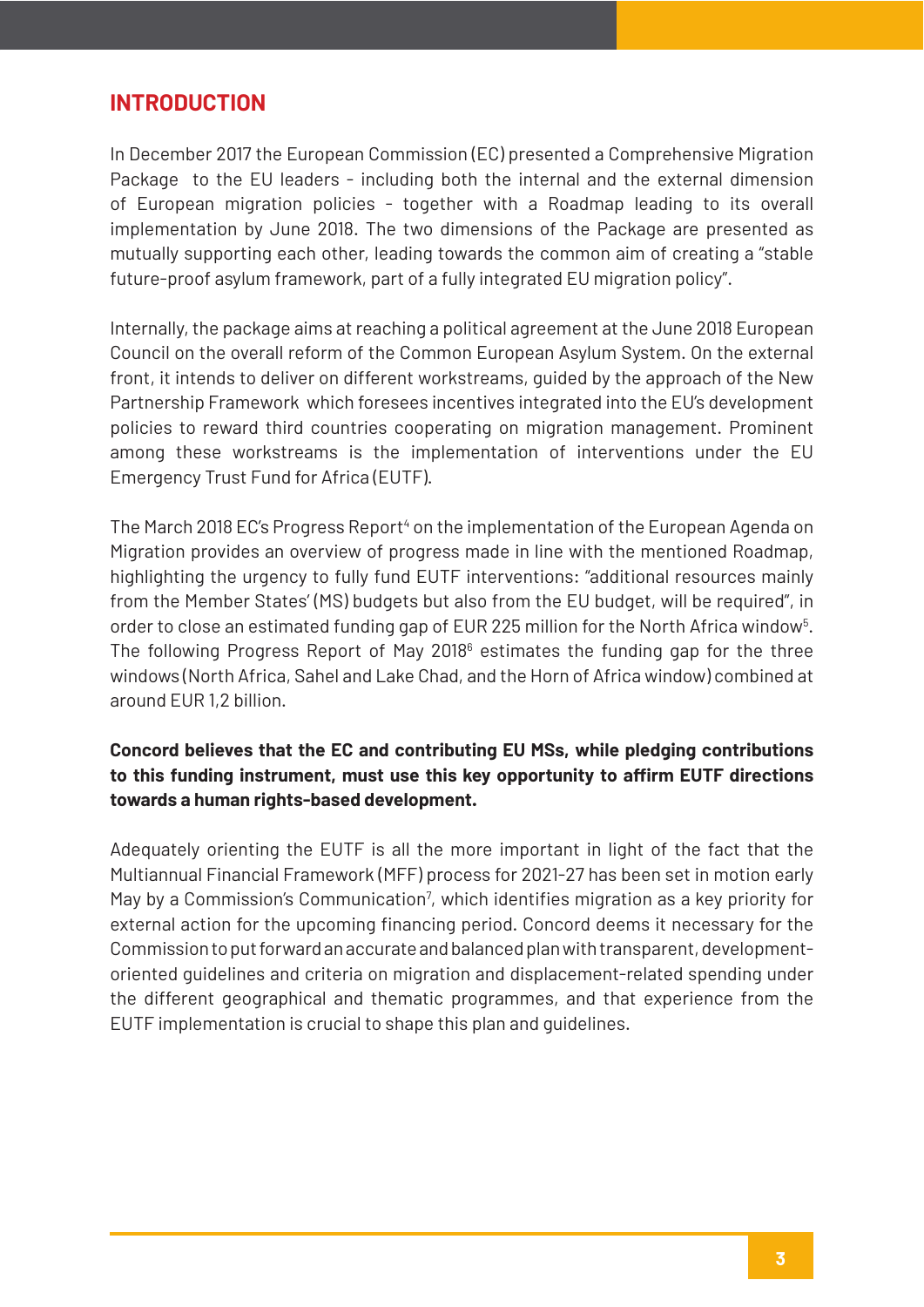## INTRODUCTION

In December 2017 the European Commission (EC) presented a Comprehensive Migration Package to the EU leaders - including both the internal and the external dimension of European migration policies - together with a Roadmap leading to its overall implementation by June 2018. The two dimensions of the Package are presented as mutually supporting each other, leading towards the common aim of creating a "stable future-proof asylum framework, part of a fully integrated EU migration policy".

Internally, the package aims at reaching a political agreement at the June 2018 European Council on the overall reform of the Common European Asylum System. On the external front, it intends to deliver on different workstreams, guided by the approach of the New Partnership Framework which foresees incentives integrated into the EU's development policies to reward third countries cooperating on migration management. Prominent among these workstreams is the implementation of interventions under the EU Emergency Trust Fund for Africa (EUTF).

The March 2018 EC's Progress Report[4] on the implementation of the European Agenda on Migration provides an overview of progress made in line with the mentioned Roadmap, highlighting the urgency to fully fund EUTF interventions: "additional resources mainly from the Member States' (MS) budgets but also from the EU budget, will be required", in order to close an estimated funding gap of EUR 225 million for the North Africa window[5]. The following Progress Report of May 2018[6] estimates the funding gap for the three windows (North Africa, Sahel and Lake Chad, and the Horn of Africa window) combined at around EUR 1,2 billion.

**Concord believes that the EC and contributing EU MSs, while pledging contributions to this funding instrument, must use this key opportunity to affirm EUTF directions towards a human rights-based development.**

Adequately orienting the EUTF is all the more important in light of the fact that the Multiannual Financial Framework (MFF) process for 2021-27 has been set in motion early May by a Commission's Communication[7], which identifies migration as a key priority for external action for the upcoming financing period. Concord deems it necessary for the Commission to put forward an accurate and balanced plan with transparent, development-oriented guidelines and criteria on migration and displacement-related spending under the different geographical and thematic programmes, and that experience from the EUTF implementation is crucial to shape this plan and guidelines.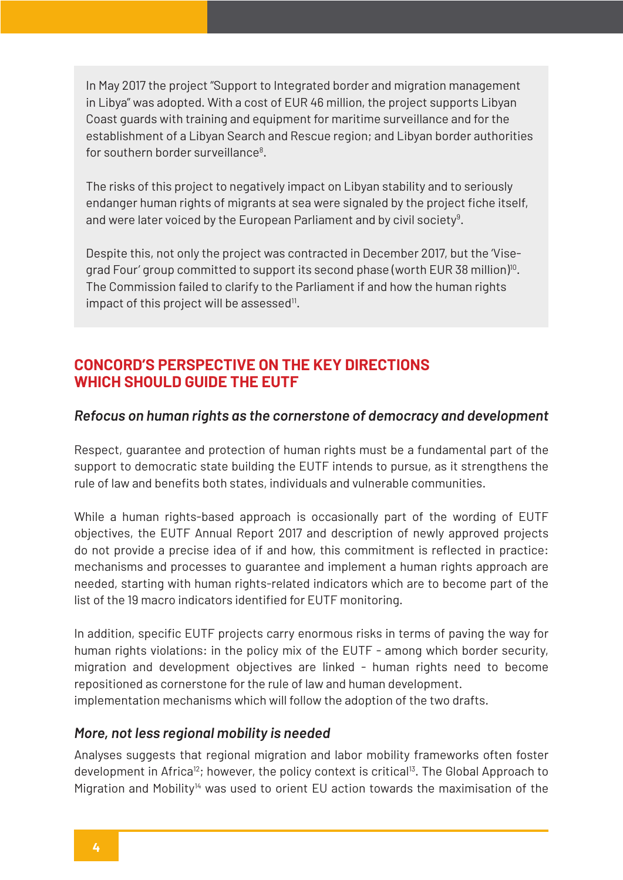In May 2017 the project "Support to Integrated border and migration management in Libya" was adopted. With a cost of EUR 46 million, the project supports Libyan Coast guards with training and equipment for maritime surveillance and for the establishment of a Libyan Search and Rescue region; and Libyan border authorities for southern border surveillance[8].

The risks of this project to negatively impact on Libyan stability and to seriously endanger human rights of migrants at sea were signaled by the project fiche itself, and were later voiced by the European Parliament and by civil society[9].

Despite this, not only the project was contracted in December 2017, but the 'Vise-grad Four' group committed to support its second phase (worth EUR 38 million)[10]. The Commission failed to clarify to the Parliament if and how the human rights impact of this project will be assessed[11].

## CONCORD'S PERSPECTIVE ON THE KEY DIRECTIONS WHICH SHOULD GUIDE THE EUTF

### *Refocus on human rights as the cornerstone of democracy and development*

Respect, guarantee and protection of human rights must be a fundamental part of the support to democratic state building the EUTF intends to pursue, as it strengthens the rule of law and benefits both states, individuals and vulnerable communities.

While a human rights-based approach is occasionally part of the wording of EUTF objectives, the EUTF Annual Report 2017 and description of newly approved projects do not provide a precise idea of if and how, this commitment is reflected in practice: mechanisms and processes to guarantee and implement a human rights approach are needed, starting with human rights-related indicators which are to become part of the list of the 19 macro indicators identified for EUTF monitoring.

In addition, specific EUTF projects carry enormous risks in terms of paving the way for human rights violations: in the policy mix of the EUTF - among which border security, migration and development objectives are linked - human rights need to become repositioned as cornerstone for the rule of law and human development.
implementation mechanisms which will follow the adoption of the two drafts.

### *More, not less regional mobility is needed*

Analyses suggests that regional migration and labor mobility frameworks often foster development in Africa[12]; however, the policy context is critical[13]. The Global Approach to Migration and Mobility[14] was used to orient EU action towards the maximisation of the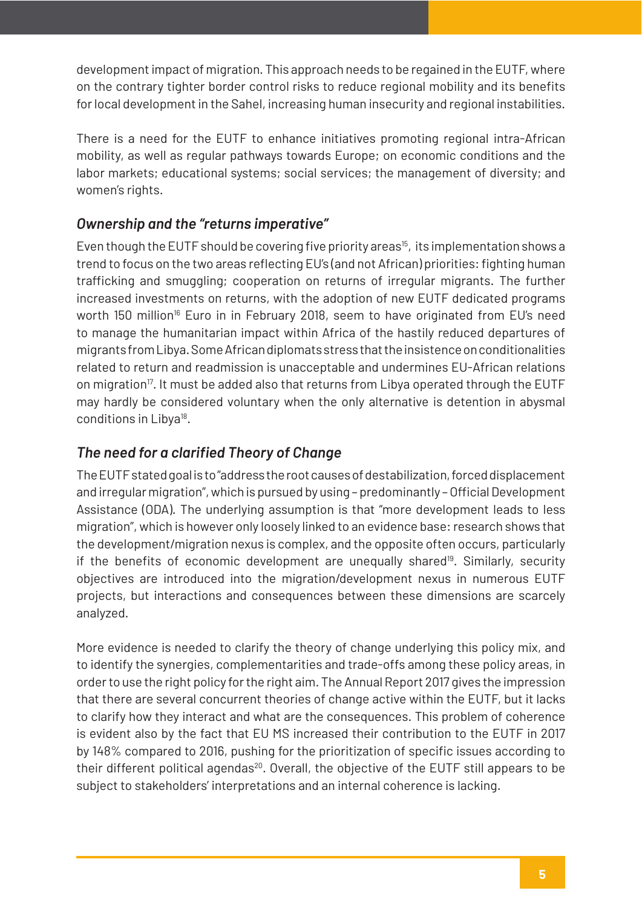development impact of migration. This approach needs to be regained in the EUTF, where on the contrary tighter border control risks to reduce regional mobility and its benefits for local development in the Sahel, increasing human insecurity and regional instabilities.

There is a need for the EUTF to enhance initiatives promoting regional intra-African mobility, as well as regular pathways towards Europe; on economic conditions and the labor markets; educational systems; social services; the management of diversity; and women's rights.

### *Ownership and the "returns imperative"*

Even though the EUTF should be covering five priority areas[15], its implementation shows a trend to focus on the two areas reflecting EU's (and not African) priorities: fighting human trafficking and smuggling; cooperation on returns of irregular migrants. The further increased investments on returns, with the adoption of new EUTF dedicated programs worth 150 million[16] Euro in in February 2018, seem to have originated from EU's need to manage the humanitarian impact within Africa of the hastily reduced departures of migrants from Libya. Some African diplomats stress that the insistence on conditionalities related to return and readmission is unacceptable and undermines EU-African relations on migration[17]. It must be added also that returns from Libya operated through the EUTF may hardly be considered voluntary when the only alternative is detention in abysmal conditions in Libya[18].

### *The need for a clarified Theory of Change*

The EUTF stated goal is to "address the root causes of destabilization, forced displacement and irregular migration", which is pursued by using – predominantly – Official Development Assistance (ODA). The underlying assumption is that "more development leads to less migration", which is however only loosely linked to an evidence base: research shows that the development/migration nexus is complex, and the opposite often occurs, particularly if the benefits of economic development are unequally shared[19]. Similarly, security objectives are introduced into the migration/development nexus in numerous EUTF projects, but interactions and consequences between these dimensions are scarcely analyzed.

More evidence is needed to clarify the theory of change underlying this policy mix, and to identify the synergies, complementarities and trade-offs among these policy areas, in order to use the right policy for the right aim. The Annual Report 2017 gives the impression that there are several concurrent theories of change active within the EUTF, but it lacks to clarify how they interact and what are the consequences. This problem of coherence is evident also by the fact that EU MS increased their contribution to the EUTF in 2017 by 148% compared to 2016, pushing for the prioritization of specific issues according to their different political agendas[20]. Overall, the objective of the EUTF still appears to be subject to stakeholders' interpretations and an internal coherence is lacking.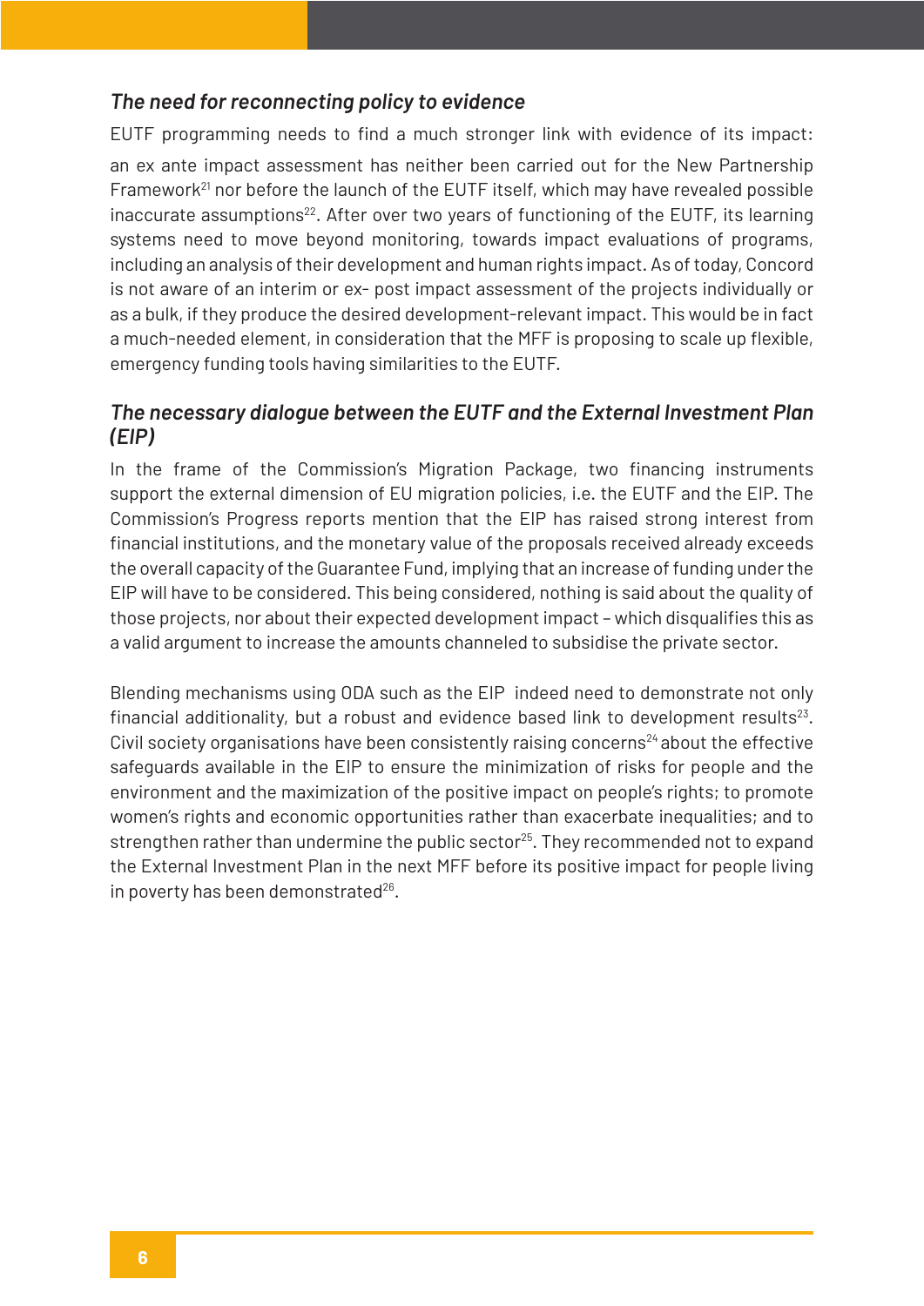### *The need for reconnecting policy to evidence*

EUTF programming needs to find a much stronger link with evidence of its impact: an ex ante impact assessment has neither been carried out for the New Partnership Framework[21] nor before the launch of the EUTF itself, which may have revealed possible inaccurate assumptions[22]. After over two years of functioning of the EUTF, its learning systems need to move beyond monitoring, towards impact evaluations of programs, including an analysis of their development and human rights impact. As of today, Concord is not aware of an interim or ex- post impact assessment of the projects individually or as a bulk, if they produce the desired development-relevant impact. This would be in fact a much-needed element, in consideration that the MFF is proposing to scale up flexible, emergency funding tools having similarities to the EUTF.

### *The necessary dialogue between the EUTF and the External Investment Plan (EIP)*

In the frame of the Commission's Migration Package, two financing instruments support the external dimension of EU migration policies, i.e. the EUTF and the EIP. The Commission's Progress reports mention that the EIP has raised strong interest from financial institutions, and the monetary value of the proposals received already exceeds the overall capacity of the Guarantee Fund, implying that an increase of funding under the EIP will have to be considered. This being considered, nothing is said about the quality of those projects, nor about their expected development impact – which disqualifies this as a valid argument to increase the amounts channeled to subsidise the private sector.

Blending mechanisms using ODA such as the EIP indeed need to demonstrate not only financial additionality, but a robust and evidence based link to development results[23]. Civil society organisations have been consistently raising concerns[24] about the effective safeguards available in the EIP to ensure the minimization of risks for people and the environment and the maximization of the positive impact on people's rights; to promote women's rights and economic opportunities rather than exacerbate inequalities; and to strengthen rather than undermine the public sector[25]. They recommended not to expand the External Investment Plan in the next MFF before its positive impact for people living in poverty has been demonstrated[26].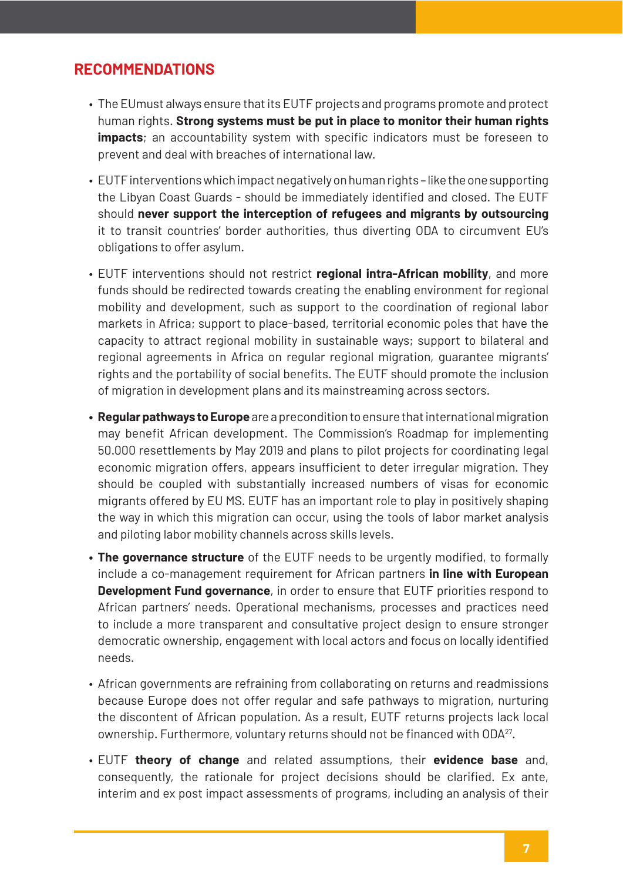## RECOMMENDATIONS

- The EUmust always ensure that its EUTF projects and programs promote and protect human rights. **Strong systems must be put in place to monitor their human rights impacts**; an accountability system with specific indicators must be foreseen to prevent and deal with breaches of international law.

- EUTF interventions which impact negatively on human rights – like the one supporting the Libyan Coast Guards - should be immediately identified and closed. The EUTF should **never support the interception of refugees and migrants by outsourcing** it to transit countries' border authorities, thus diverting ODA to circumvent EU's obligations to offer asylum.

- EUTF interventions should not restrict **regional intra-African mobility**, and more funds should be redirected towards creating the enabling environment for regional mobility and development, such as support to the coordination of regional labor markets in Africa; support to place-based, territorial economic poles that have the capacity to attract regional mobility in sustainable ways; support to bilateral and regional agreements in Africa on regular regional migration, guarantee migrants' rights and the portability of social benefits. The EUTF should promote the inclusion of migration in development plans and its mainstreaming across sectors.

- **Regular pathways to Europe** are a precondition to ensure that international migration may benefit African development. The Commission's Roadmap for implementing 50.000 resettlements by May 2019 and plans to pilot projects for coordinating legal economic migration offers, appears insufficient to deter irregular migration. They should be coupled with substantially increased numbers of visas for economic migrants offered by EU MS. EUTF has an important role to play in positively shaping the way in which this migration can occur, using the tools of labor market analysis and piloting labor mobility channels across skills levels.

- **The governance structure** of the EUTF needs to be urgently modified, to formally include a co-management requirement for African partners **in line with European Development Fund governance**, in order to ensure that EUTF priorities respond to African partners' needs. Operational mechanisms, processes and practices need to include a more transparent and consultative project design to ensure stronger democratic ownership, engagement with local actors and focus on locally identified needs.

- African governments are refraining from collaborating on returns and readmissions because Europe does not offer regular and safe pathways to migration, nurturing the discontent of African population. As a result, EUTF returns projects lack local ownership. Furthermore, voluntary returns should not be financed with ODA[27].

- EUTF **theory of change** and related assumptions, their **evidence base** and, consequently, the rationale for project decisions should be clarified. Ex ante, interim and ex post impact assessments of programs, including an analysis of their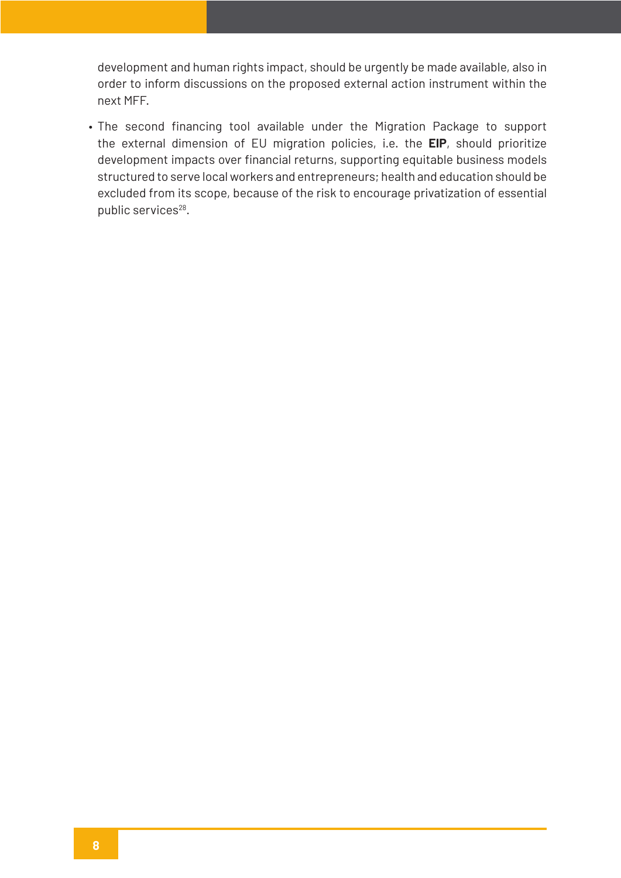development and human rights impact, should be urgently be made available, also in order to inform discussions on the proposed external action instrument within the next MFF.

- The second financing tool available under the Migration Package to support the external dimension of EU migration policies, i.e. the **EIP**, should prioritize development impacts over financial returns, supporting equitable business models structured to serve local workers and entrepreneurs; health and education should be excluded from its scope, because of the risk to encourage privatization of essential public services[28].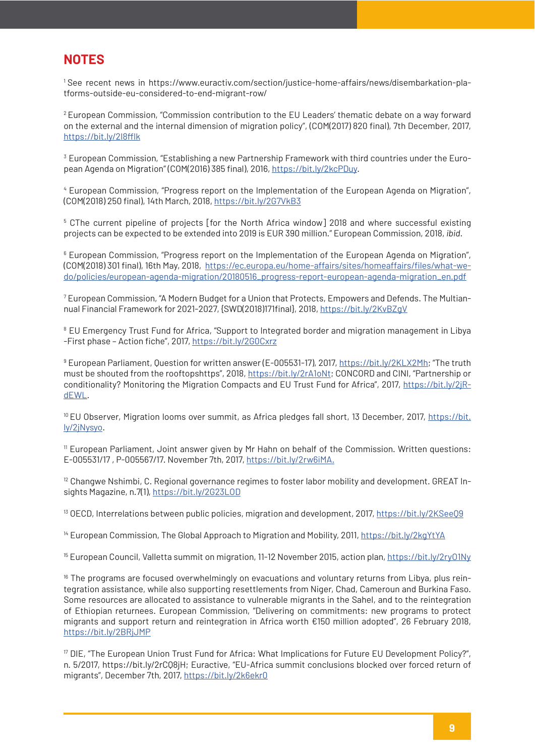# NOTES

[1] See recent news in https://www.euractiv.com/section/justice-home-affairs/news/disembarkation-platforms-outside-eu-considered-to-end-migrant-row/

[2] European Commission, "Commission contribution to the EU Leaders' thematic debate on a way forward on the external and the internal dimension of migration policy", (COM(2017) 820 final), 7th December, 2017, https://bit.ly/2l8fflk

[3] European Commission, "Establishing a new Partnership Framework with third countries under the European Agenda on Migration" (COM(2016) 385 final), 2016, https://bit.ly/2kcPDuy.

[4] European Commission, "Progress report on the Implementation of the European Agenda on Migration", (COM(2018) 250 final), 14th March, 2018, https://bit.ly/2G7VkB3

[5] CThe current pipeline of projects [for the North Africa window] 2018 and where successful existing projects can be expected to be extended into 2019 is EUR 390 million." European Commission, 2018, *ibid*.

[6] European Commission, "Progress report on the Implementation of the European Agenda on Migration", (COM(2018) 301 final), 16th May, 2018, https://ec.europa.eu/home-affairs/sites/homeaffairs/files/what-we-do/policies/european-agenda-migration/20180516_progress-report-european-agenda-migration_en.pdf

[7] European Commission, "A Modern Budget for a Union that Protects, Empowers and Defends. The Multiannual Financial Framework for 2021-2027, {SWD(2018)171final}, 2018, https://bit.ly/2KvBZgV

[8] EU Emergency Trust Fund for Africa, "Support to Integrated border and migration management in Libya -First phase – Action fiche", 2017, https://bit.ly/2GOCxrz

[9] European Parliament, Question for written answer (E-005531-17), 2017, https://bit.ly/2KLX2Mh; "The truth must be shouted from the rooftopshttps", 2018, https://bit.ly/2rA1oNt; CONCORD and CINI, "Partnership or conditionality? Monitoring the Migration Compacts and EU Trust Fund for Africa", 2017, https://bit.ly/2jR-dEWL.

[10] EU Observer, Migration looms over summit, as Africa pledges fall short, 13 December, 2017, https://bit.ly/2jNysyo.

[11] European Parliament, Joint answer given by Mr Hahn on behalf of the Commission. Written questions: E-005531/17 , P-005567/17. November 7th, 2017, https://bit.ly/2rw6iMA.

[12] Changwe Nshimbi, C. Regional governance regimes to foster labor mobility and development. GREAT Insights Magazine, n.7(1), https://bit.ly/2G23LOD

[13] OECD, Interrelations between public policies, migration and development, 2017, https://bit.ly/2KSeeQ9

[14] European Commission, The Global Approach to Migration and Mobility, 2011, https://bit.ly/2kgYtYA

[15] European Council, Valletta summit on migration, 11-12 November 2015, action plan, https://bit.ly/2ryO1Ny

[16] The programs are focused overwhelmingly on evacuations and voluntary returns from Libya, plus reintegration assistance, while also supporting resettlements from Niger, Chad, Cameroun and Burkina Faso. Some resources are allocated to assistance to vulnerable migrants in the Sahel, and to the reintegration of Ethiopian returnees. European Commission, "Delivering on commitments: new programs to protect migrants and support return and reintegration in Africa worth €150 million adopted", 26 February 2018, https://bit.ly/2BRjJMP

[17] DIE, "The European Union Trust Fund for Africa: What Implications for Future EU Development Policy?", n. 5/2017, https://bit.ly/2rCQ8jH; Euractive, "EU-Africa summit conclusions blocked over forced return of migrants", December 7th, 2017, https://bit.ly/2k6ekrO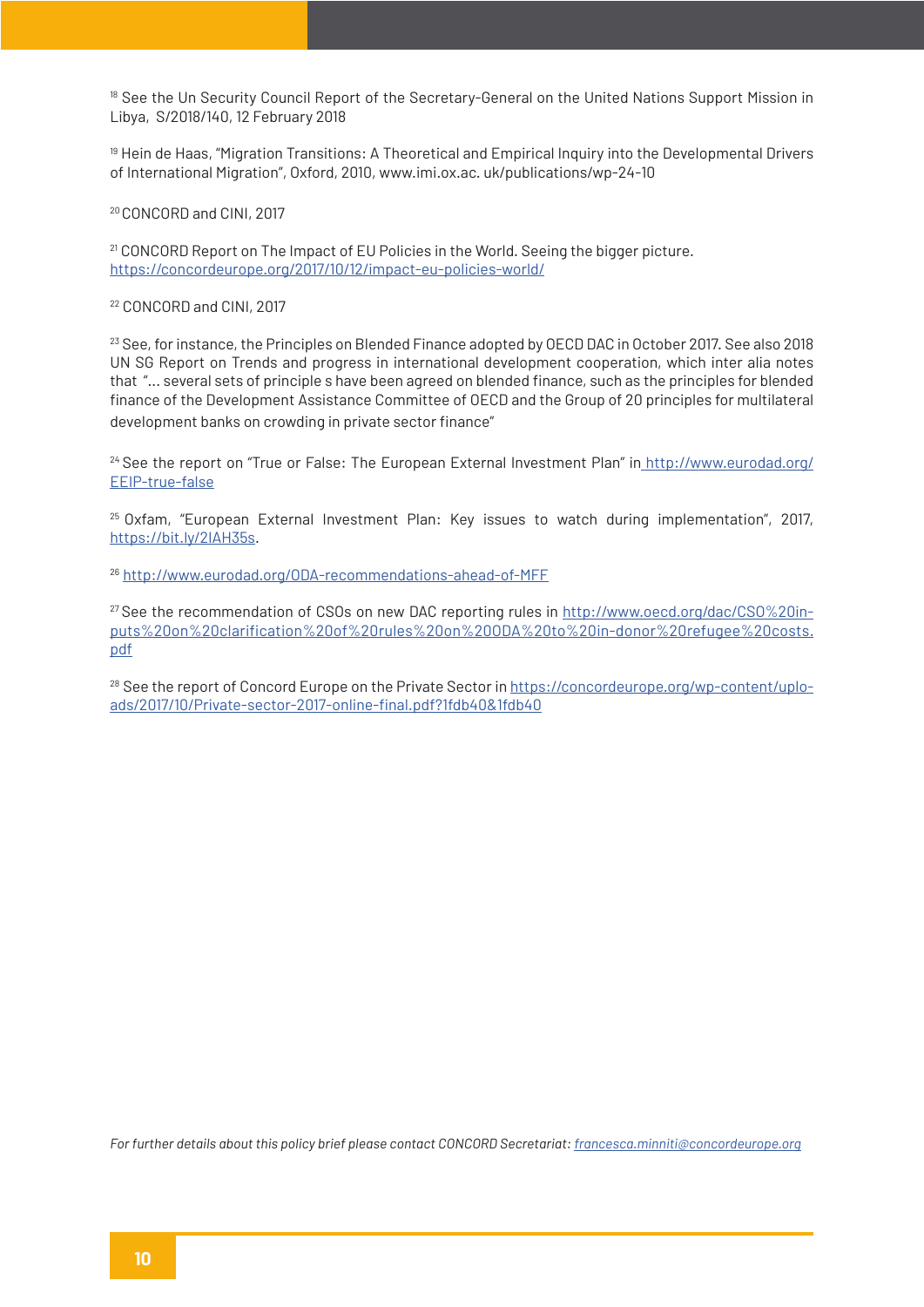[18] See the Un Security Council Report of the Secretary-General on the United Nations Support Mission in Libya, S/2018/140, 12 February 2018

[19] Hein de Haas, "Migration Transitions: A Theoretical and Empirical Inquiry into the Developmental Drivers of International Migration", Oxford, 2010, www.imi.ox.ac. uk/publications/wp-24-10

[20] CONCORD and CINI, 2017

[21] CONCORD Report on The Impact of EU Policies in the World. Seeing the bigger picture. https://concordeurope.org/2017/10/12/impact-eu-policies-world/

[22] CONCORD and CINI, 2017

[23] See, for instance, the Principles on Blended Finance adopted by OECD DAC in October 2017. See also 2018 UN SG Report on Trends and progress in international development cooperation, which inter alia notes that "… several sets of principle s have been agreed on blended finance, such as the principles for blended finance of the Development Assistance Committee of OECD and the Group of 20 principles for multilateral development banks on crowding in private sector finance"

[24] See the report on "True or False: The European External Investment Plan" in http://www.eurodad.org/EEIP-true-false

[25] Oxfam, "European External Investment Plan: Key issues to watch during implementation", 2017, https://bit.ly/2IAH35s.

[26] http://www.eurodad.org/ODA-recommendations-ahead-of-MFF

[27] See the recommendation of CSOs on new DAC reporting rules in http://www.oecd.org/dac/CSO%20inputs%20on%20clarification%20of%20rules%20on%20ODA%20to%20in-donor%20refugee%20costs.pdf

[28] See the report of Concord Europe on the Private Sector in https://concordeurope.org/wp-content/uploads/2017/10/Private-sector-2017-online-final.pdf?1fdb40&1fdb40

*For further details about this policy brief please contact CONCORD Secretariat: francesca.minniti@concordeurope.org*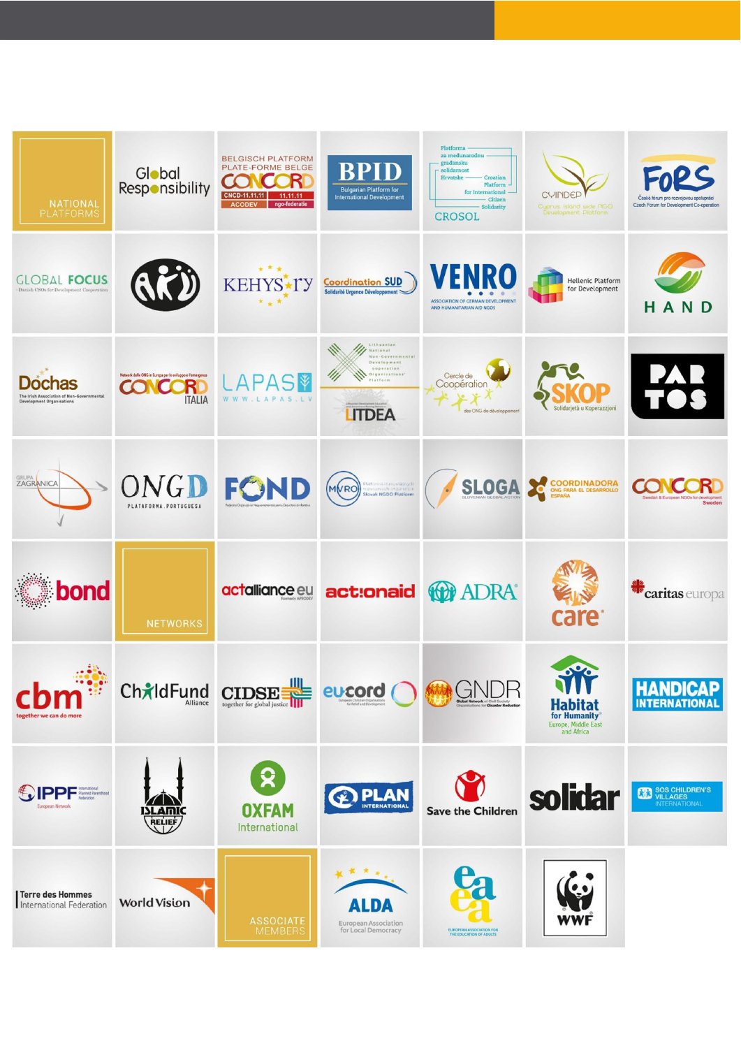NATIONAL PLATFORMS

Global Responsibility

BELGISCH PLATFORM PLATE-FORME BELGE CONCORD CNCD-11.11.11 11.11.11 ACODEV ngo-federatie

BPID Bulgarian Platform for International Development

Platforma za međunarodnu građansku solidarnost Hrvatske — Croatian Platform for International Citizen Solidarity CROSOL

CYINDEP Cyprus Island wide NGO Development Platform

FoRS České fórum pro rozvojovou spolupráci Czech Forum for Development Co-operation

GLOBAL FOCUS Danish CSOs for Development Cooperation

KEHYS ry

Coordination SUD Solidarité Urgence Développement

VENRO ASSOCIATION OF GERMAN DEVELOPMENT AND HUMANITARIAN AID NGOS

Hellenic Platform for Development

HAND

Dóchas The Irish Association of Non-Governmental Development Organisations

CONCORD ITALIA

LAPAS www.lapas.lv

Lithuanian National Non-Governmental Development Cooperation Organisations' Platform LITDEA

Cercle de Coopération des ONG de développement

SKOP Solidarjetà u Koperazzjoni

PARTOS

GRUPA ZAGRANICA

ONGD PLATAFORMA PORTUGUESA

FOND

MVRO Slovak NGDO Platform

SLOGA SLOVENIAN GLOBAL ACTION

COORDINADORA ONG PARA EL DESARROLLO ESPAÑA

CONCORD Swedish & European NGOs for development Sweden

bond

NETWORKS

actalliance eu Formerly APRODEV

actionaid

ADRA

care

caritas europa

cbm together we can do more

ChildFund Alliance

CIDSE together for global justice

eu-cord

GNDR Global Network of Civil Society Organisations for Disaster Reduction

Habitat for Humanity Europe, Middle East and Africa

HANDICAP INTERNATIONAL

IPPF International Planned Parenthood Federation European Network

ISLAMIC RELIEF

OXFAM International

PLAN INTERNATIONAL

Save the Children

solidar

SOS CHILDREN'S VILLAGES INTERNATIONAL

Terre des Hommes International Federation

World Vision

ASSOCIATE MEMBERS

ALDA European Association for Local Democracy

eaea EUROPEAN ASSOCIATION FOR THE EDUCATION OF ADULTS

WWF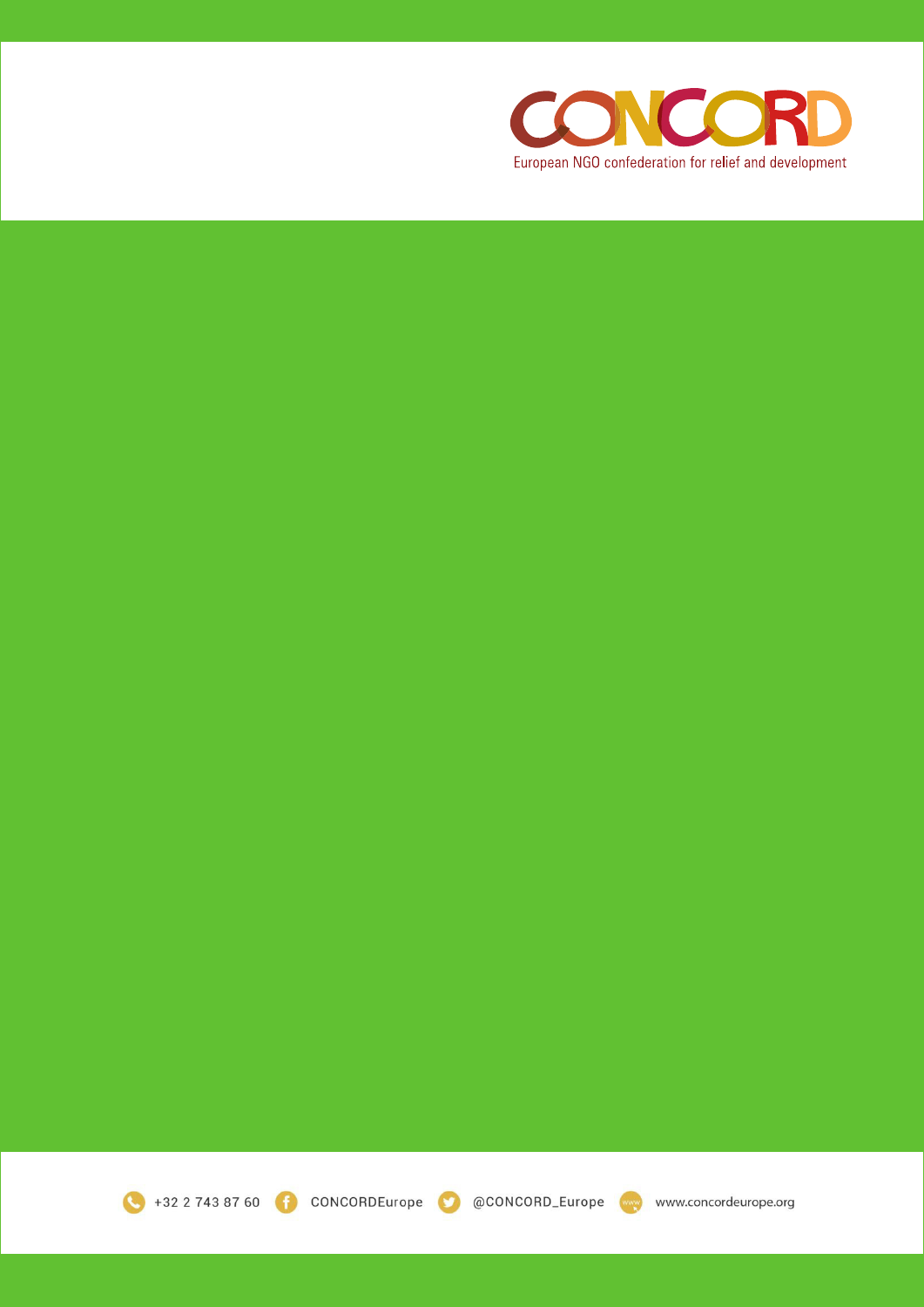CONCORD

European NGO confederation for relief and development

+32 2 743 87 60 CONCORDEurope @CONCORD_Europe www.concordeurope.org